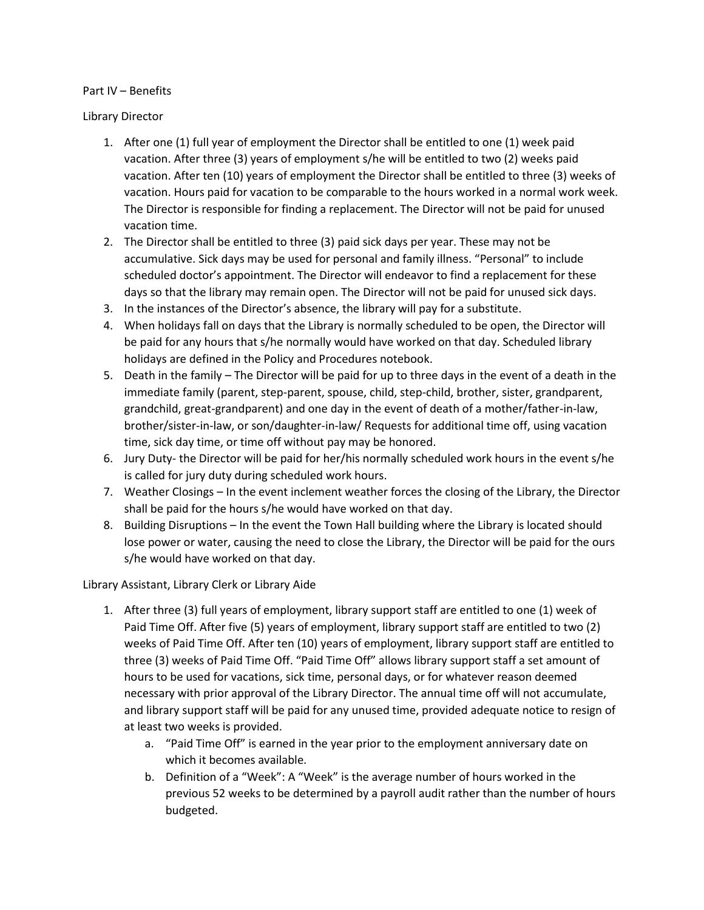Part IV – Benefits

Library Director

1. After one (1) full year of employment the Director shall be entitled to one (1) week paid vacation. After three (3) years of employment s/he will be entitled to two (2) weeks paid vacation. After ten (10) years of employment the Director shall be entitled to three (3) weeks of vacation. Hours paid for vacation to be comparable to the hours worked in a normal work week. The Director is responsible for finding a replacement. The Director will not be paid for unused vacation time.
2. The Director shall be entitled to three (3) paid sick days per year. These may not be accumulative. Sick days may be used for personal and family illness. "Personal" to include scheduled doctor's appointment. The Director will endeavor to find a replacement for these days so that the library may remain open. The Director will not be paid for unused sick days.
3. In the instances of the Director's absence, the library will pay for a substitute.
4. When holidays fall on days that the Library is normally scheduled to be open, the Director will be paid for any hours that s/he normally would have worked on that day. Scheduled library holidays are defined in the Policy and Procedures notebook.
5. Death in the family – The Director will be paid for up to three days in the event of a death in the immediate family (parent, step-parent, spouse, child, step-child, brother, sister, grandparent, grandchild, great-grandparent) and one day in the event of death of a mother/father-in-law, brother/sister-in-law, or son/daughter-in-law/ Requests for additional time off, using vacation time, sick day time, or time off without pay may be honored.
6. Jury Duty- the Director will be paid for her/his normally scheduled work hours in the event s/he is called for jury duty during scheduled work hours.
7. Weather Closings – In the event inclement weather forces the closing of the Library, the Director shall be paid for the hours s/he would have worked on that day.
8. Building Disruptions – In the event the Town Hall building where the Library is located should lose power or water, causing the need to close the Library, the Director will be paid for the ours s/he would have worked on that day.

Library Assistant, Library Clerk or Library Aide

1. After three (3) full years of employment, library support staff are entitled to one (1) week of Paid Time Off. After five (5) years of employment, library support staff are entitled to two (2) weeks of Paid Time Off. After ten (10) years of employment, library support staff are entitled to three (3) weeks of Paid Time Off. "Paid Time Off" allows library support staff a set amount of hours to be used for vacations, sick time, personal days, or for whatever reason deemed necessary with prior approval of the Library Director. The annual time off will not accumulate, and library support staff will be paid for any unused time, provided adequate notice to resign of at least two weeks is provided.
   a. "Paid Time Off" is earned in the year prior to the employment anniversary date on which it becomes available.
   b. Definition of a "Week": A "Week" is the average number of hours worked in the previous 52 weeks to be determined by a payroll audit rather than the number of hours budgeted.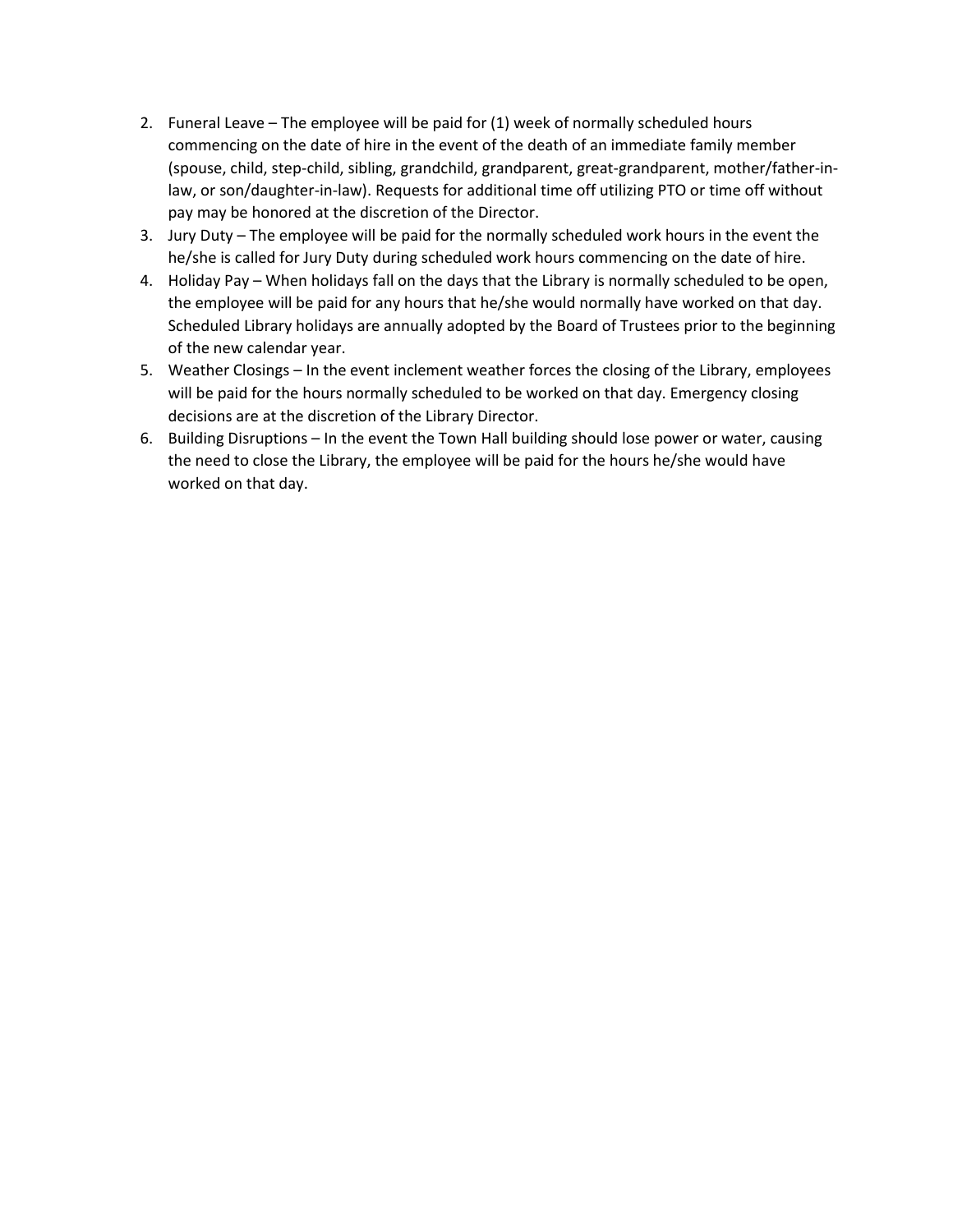2. Funeral Leave – The employee will be paid for (1) week of normally scheduled hours commencing on the date of hire in the event of the death of an immediate family member (spouse, child, step-child, sibling, grandchild, grandparent, great-grandparent, mother/father-in-law, or son/daughter-in-law). Requests for additional time off utilizing PTO or time off without pay may be honored at the discretion of the Director.
3. Jury Duty – The employee will be paid for the normally scheduled work hours in the event the he/she is called for Jury Duty during scheduled work hours commencing on the date of hire.
4. Holiday Pay – When holidays fall on the days that the Library is normally scheduled to be open, the employee will be paid for any hours that he/she would normally have worked on that day. Scheduled Library holidays are annually adopted by the Board of Trustees prior to the beginning of the new calendar year.
5. Weather Closings – In the event inclement weather forces the closing of the Library, employees will be paid for the hours normally scheduled to be worked on that day. Emergency closing decisions are at the discretion of the Library Director.
6. Building Disruptions – In the event the Town Hall building should lose power or water, causing the need to close the Library, the employee will be paid for the hours he/she would have worked on that day.